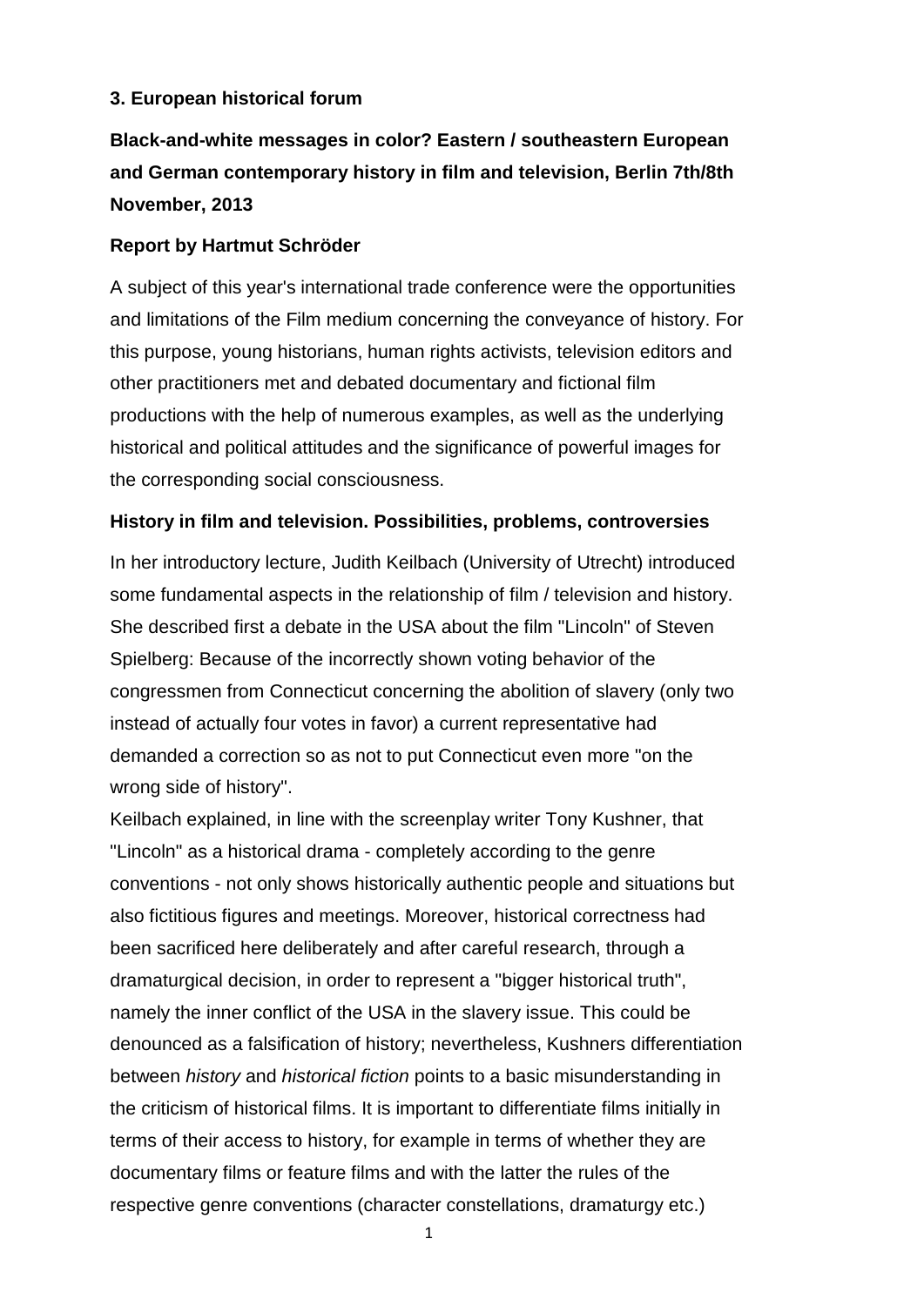**3. European historical forum**

**Black-and-white messages in color? Eastern / southeastern European and German contemporary history in film and television, Berlin 7th/8th November, 2013**

**Report by Hartmut Schröder**

A subject of this year's international trade conference were the opportunities and limitations of the Film medium concerning the conveyance of history. For this purpose, young historians, human rights activists, television editors and other practitioners met and debated documentary and fictional film productions with the help of numerous examples, as well as the underlying historical and political attitudes and the significance of powerful images for the corresponding social consciousness.

**History in film and television. Possibilities, problems, controversies**

In her introductory lecture, Judith Keilbach (University of Utrecht) introduced some fundamental aspects in the relationship of film / television and history. She described first a debate in the USA about the film "Lincoln" of Steven Spielberg: Because of the incorrectly shown voting behavior of the congressmen from Connecticut concerning the abolition of slavery (only two instead of actually four votes in favor) a current representative had demanded a correction so as not to put Connecticut even more "on the wrong side of history".

Keilbach explained, in line with the screenplay writer Tony Kushner, that "Lincoln" as a historical drama - completely according to the genre conventions - not only shows historically authentic people and situations but also fictitious figures and meetings. Moreover, historical correctness had been sacrificed here deliberately and after careful research, through a dramaturgical decision, in order to represent a "bigger historical truth", namely the inner conflict of the USA in the slavery issue. This could be denounced as a falsification of history; nevertheless, Kushners differentiation between *history* and *historical fiction* points to a basic misunderstanding in the criticism of historical films. It is important to differentiate films initially in terms of their access to history, for example in terms of whether they are documentary films or feature films and with the latter the rules of the respective genre conventions (character constellations, dramaturgy etc.)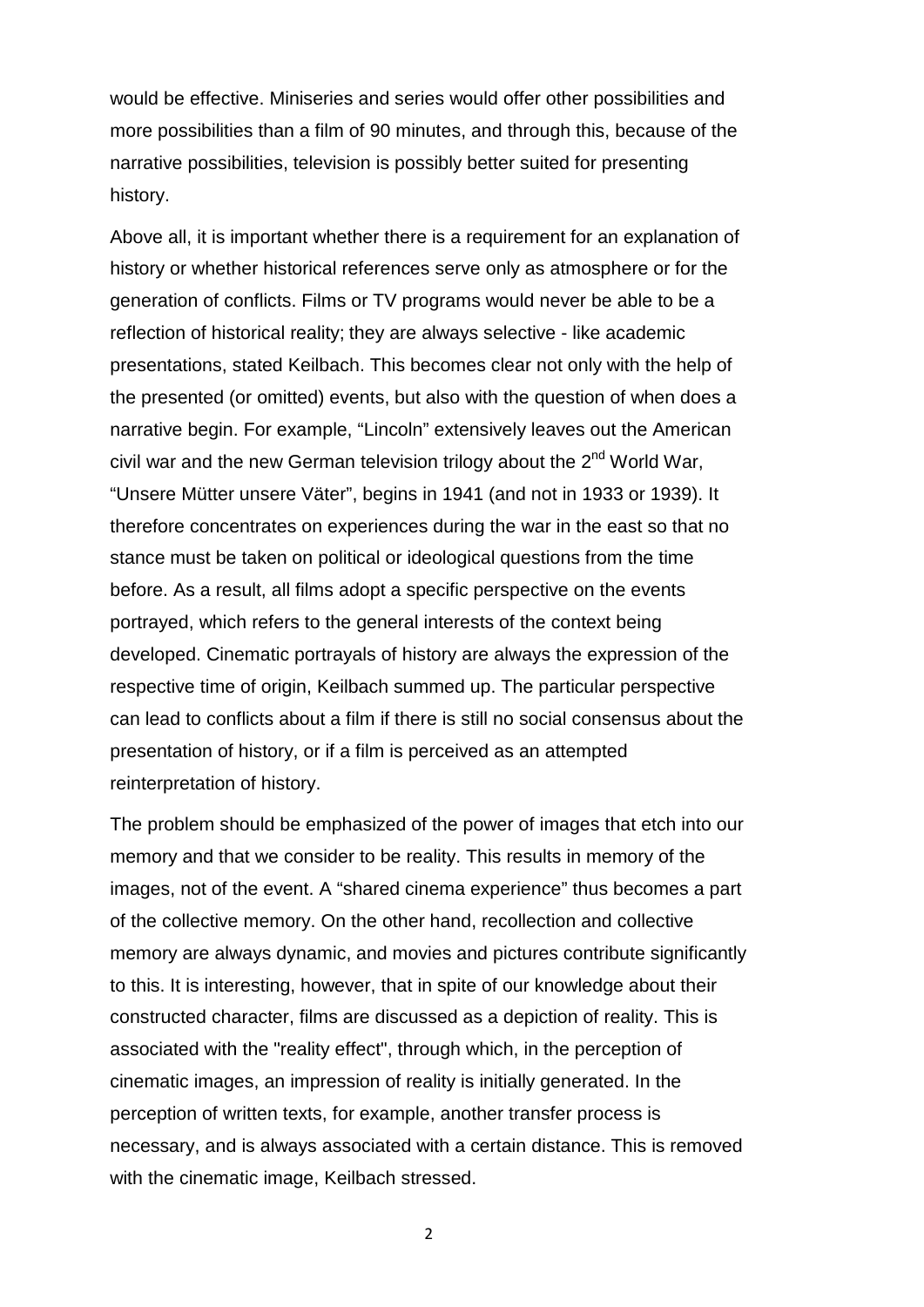would be effective. Miniseries and series would offer other possibilities and more possibilities than a film of 90 minutes, and through this, because of the narrative possibilities, television is possibly better suited for presenting history.

Above all, it is important whether there is a requirement for an explanation of history or whether historical references serve only as atmosphere or for the generation of conflicts. Films or TV programs would never be able to be a reflection of historical reality; they are always selective - like academic presentations, stated Keilbach. This becomes clear not only with the help of the presented (or omitted) events, but also with the question of when does a narrative begin. For example, "Lincoln" extensively leaves out the American civil war and the new German television trilogy about the 2nd World War, "Unsere Mütter unsere Väter", begins in 1941 (and not in 1933 or 1939). It therefore concentrates on experiences during the war in the east so that no stance must be taken on political or ideological questions from the time before. As a result, all films adopt a specific perspective on the events portrayed, which refers to the general interests of the context being developed. Cinematic portrayals of history are always the expression of the respective time of origin, Keilbach summed up. The particular perspective can lead to conflicts about a film if there is still no social consensus about the presentation of history, or if a film is perceived as an attempted reinterpretation of history.

The problem should be emphasized of the power of images that etch into our memory and that we consider to be reality. This results in memory of the images, not of the event. A "shared cinema experience" thus becomes a part of the collective memory. On the other hand, recollection and collective memory are always dynamic, and movies and pictures contribute significantly to this. It is interesting, however, that in spite of our knowledge about their constructed character, films are discussed as a depiction of reality. This is associated with the "reality effect", through which, in the perception of cinematic images, an impression of reality is initially generated. In the perception of written texts, for example, another transfer process is necessary, and is always associated with a certain distance. This is removed with the cinematic image, Keilbach stressed.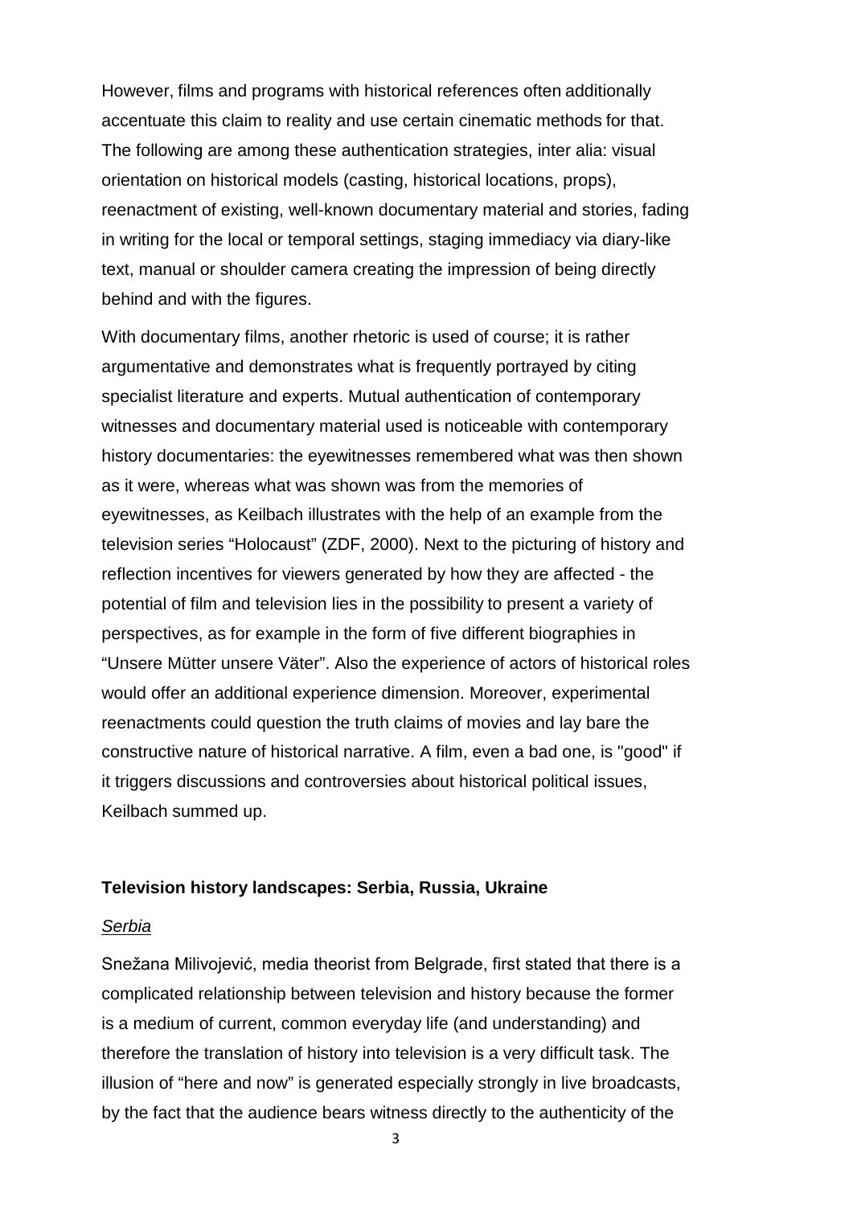However, films and programs with historical references often additionally accentuate this claim to reality and use certain cinematic methods for that. The following are among these authentication strategies, inter alia: visual orientation on historical models (casting, historical locations, props), reenactment of existing, well-known documentary material and stories, fading in writing for the local or temporal settings, staging immediacy via diary-like text, manual or shoulder camera creating the impression of being directly behind and with the figures.

With documentary films, another rhetoric is used of course; it is rather argumentative and demonstrates what is frequently portrayed by citing specialist literature and experts. Mutual authentication of contemporary witnesses and documentary material used is noticeable with contemporary history documentaries: the eyewitnesses remembered what was then shown as it were, whereas what was shown was from the memories of eyewitnesses, as Keilbach illustrates with the help of an example from the television series "Holocaust" (ZDF, 2000). Next to the picturing of history and reflection incentives for viewers generated by how they are affected - the potential of film and television lies in the possibility to present a variety of perspectives, as for example in the form of five different biographies in "Unsere Mütter unsere Väter". Also the experience of actors of historical roles would offer an additional experience dimension. Moreover, experimental reenactments could question the truth claims of movies and lay bare the constructive nature of historical narrative. A film, even a bad one, is "good" if it triggers discussions and controversies about historical political issues, Keilbach summed up.

**Television history landscapes: Serbia, Russia, Ukraine**

*Serbia*

Snežana Milivojević, media theorist from Belgrade, first stated that there is a complicated relationship between television and history because the former is a medium of current, common everyday life (and understanding) and therefore the translation of history into television is a very difficult task. The illusion of "here and now" is generated especially strongly in live broadcasts, by the fact that the audience bears witness directly to the authenticity of the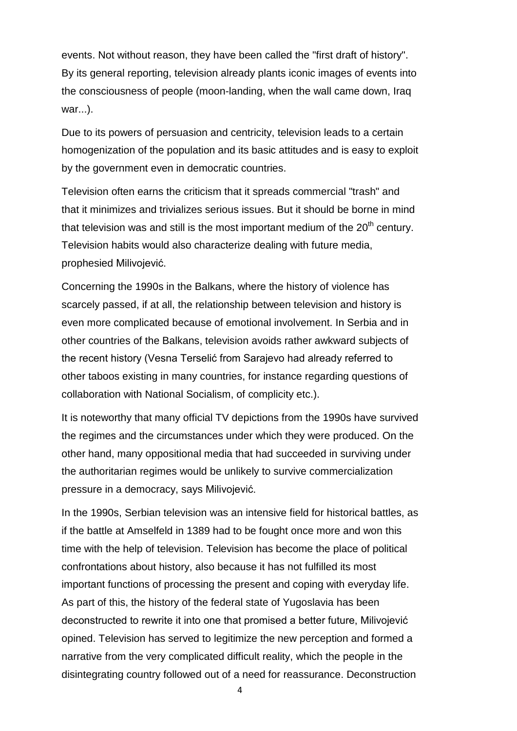events. Not without reason, they have been called the "first draft of history". By its general reporting, television already plants iconic images of events into the consciousness of people (moon-landing, when the wall came down, Iraq war...).

Due to its powers of persuasion and centricity, television leads to a certain homogenization of the population and its basic attitudes and is easy to exploit by the government even in democratic countries.

Television often earns the criticism that it spreads commercial "trash" and that it minimizes and trivializes serious issues. But it should be borne in mind that television was and still is the most important medium of the 20th century. Television habits would also characterize dealing with future media, prophesied Milivojević.

Concerning the 1990s in the Balkans, where the history of violence has scarcely passed, if at all, the relationship between television and history is even more complicated because of emotional involvement. In Serbia and in other countries of the Balkans, television avoids rather awkward subjects of the recent history (Vesna Terselić from Sarajevo had already referred to other taboos existing in many countries, for instance regarding questions of collaboration with National Socialism, of complicity etc.).

It is noteworthy that many official TV depictions from the 1990s have survived the regimes and the circumstances under which they were produced. On the other hand, many oppositional media that had succeeded in surviving under the authoritarian regimes would be unlikely to survive commercialization pressure in a democracy, says Milivojević.

In the 1990s, Serbian television was an intensive field for historical battles, as if the battle at Amselfeld in 1389 had to be fought once more and won this time with the help of television. Television has become the place of political confrontations about history, also because it has not fulfilled its most important functions of processing the present and coping with everyday life. As part of this, the history of the federal state of Yugoslavia has been deconstructed to rewrite it into one that promised a better future, Milivojević opined. Television has served to legitimize the new perception and formed a narrative from the very complicated difficult reality, which the people in the disintegrating country followed out of a need for reassurance. Deconstruction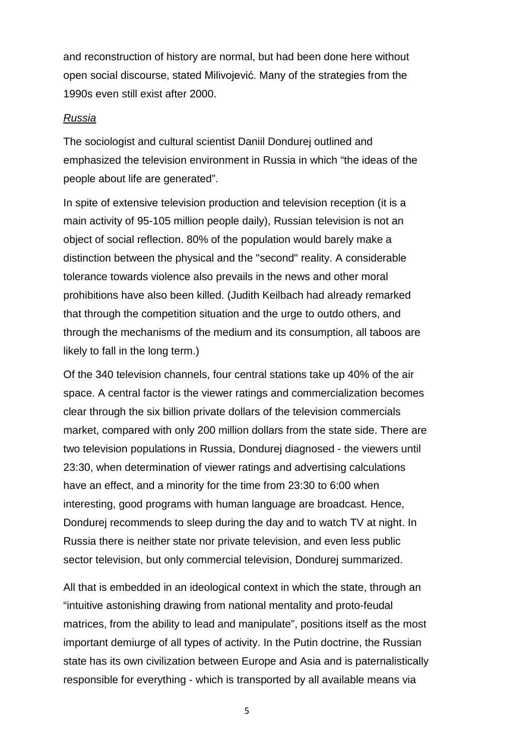and reconstruction of history are normal, but had been done here without open social discourse, stated Milivojević. Many of the strategies from the 1990s even still exist after 2000.

*Russia*

The sociologist and cultural scientist Daniil Dondurej outlined and emphasized the television environment in Russia in which “the ideas of the people about life are generated”.

In spite of extensive television production and television reception (it is a main activity of 95-105 million people daily), Russian television is not an object of social reflection. 80% of the population would barely make a distinction between the physical and the "second" reality. A considerable tolerance towards violence also prevails in the news and other moral prohibitions have also been killed. (Judith Keilbach had already remarked that through the competition situation and the urge to outdo others, and through the mechanisms of the medium and its consumption, all taboos are likely to fall in the long term.)

Of the 340 television channels, four central stations take up 40% of the air space. A central factor is the viewer ratings and commercialization becomes clear through the six billion private dollars of the television commercials market, compared with only 200 million dollars from the state side. There are two television populations in Russia, Dondurej diagnosed - the viewers until 23:30, when determination of viewer ratings and advertising calculations have an effect, and a minority for the time from 23:30 to 6:00 when interesting, good programs with human language are broadcast. Hence, Dondurej recommends to sleep during the day and to watch TV at night. In Russia there is neither state nor private television, and even less public sector television, but only commercial television, Dondurej summarized.

All that is embedded in an ideological context in which the state, through an “intuitive astonishing drawing from national mentality and proto-feudal matrices, from the ability to lead and manipulate”, positions itself as the most important demiurge of all types of activity. In the Putin doctrine, the Russian state has its own civilization between Europe and Asia and is paternalistically responsible for everything - which is transported by all available means via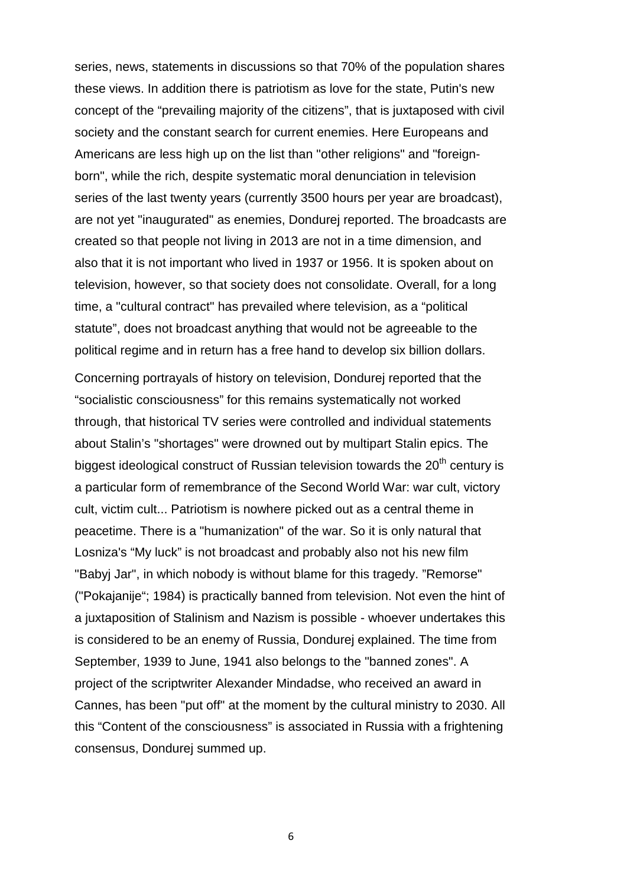series, news, statements in discussions so that 70% of the population shares these views. In addition there is patriotism as love for the state, Putin's new concept of the "prevailing majority of the citizens", that is juxtaposed with civil society and the constant search for current enemies. Here Europeans and Americans are less high up on the list than "other religions" and "foreign-born", while the rich, despite systematic moral denunciation in television series of the last twenty years (currently 3500 hours per year are broadcast), are not yet "inaugurated" as enemies, Dondurej reported. The broadcasts are created so that people not living in 2013 are not in a time dimension, and also that it is not important who lived in 1937 or 1956. It is spoken about on television, however, so that society does not consolidate. Overall, for a long time, a "cultural contract" has prevailed where television, as a "political statute", does not broadcast anything that would not be agreeable to the political regime and in return has a free hand to develop six billion dollars.

Concerning portrayals of history on television, Dondurej reported that the "socialistic consciousness" for this remains systematically not worked through, that historical TV series were controlled and individual statements about Stalin's "shortages" were drowned out by multipart Stalin epics. The biggest ideological construct of Russian television towards the 20th century is a particular form of remembrance of the Second World War: war cult, victory cult, victim cult... Patriotism is nowhere picked out as a central theme in peacetime. There is a "humanization" of the war. So it is only natural that Losniza's "My luck" is not broadcast and probably also not his new film "Babyj Jar", in which nobody is without blame for this tragedy. "Remorse" ("Pokajanije"; 1984) is practically banned from television. Not even the hint of a juxtaposition of Stalinism and Nazism is possible - whoever undertakes this is considered to be an enemy of Russia, Dondurej explained. The time from September, 1939 to June, 1941 also belongs to the "banned zones". A project of the scriptwriter Alexander Mindadse, who received an award in Cannes, has been "put off" at the moment by the cultural ministry to 2030. All this "Content of the consciousness" is associated in Russia with a frightening consensus, Dondurej summed up.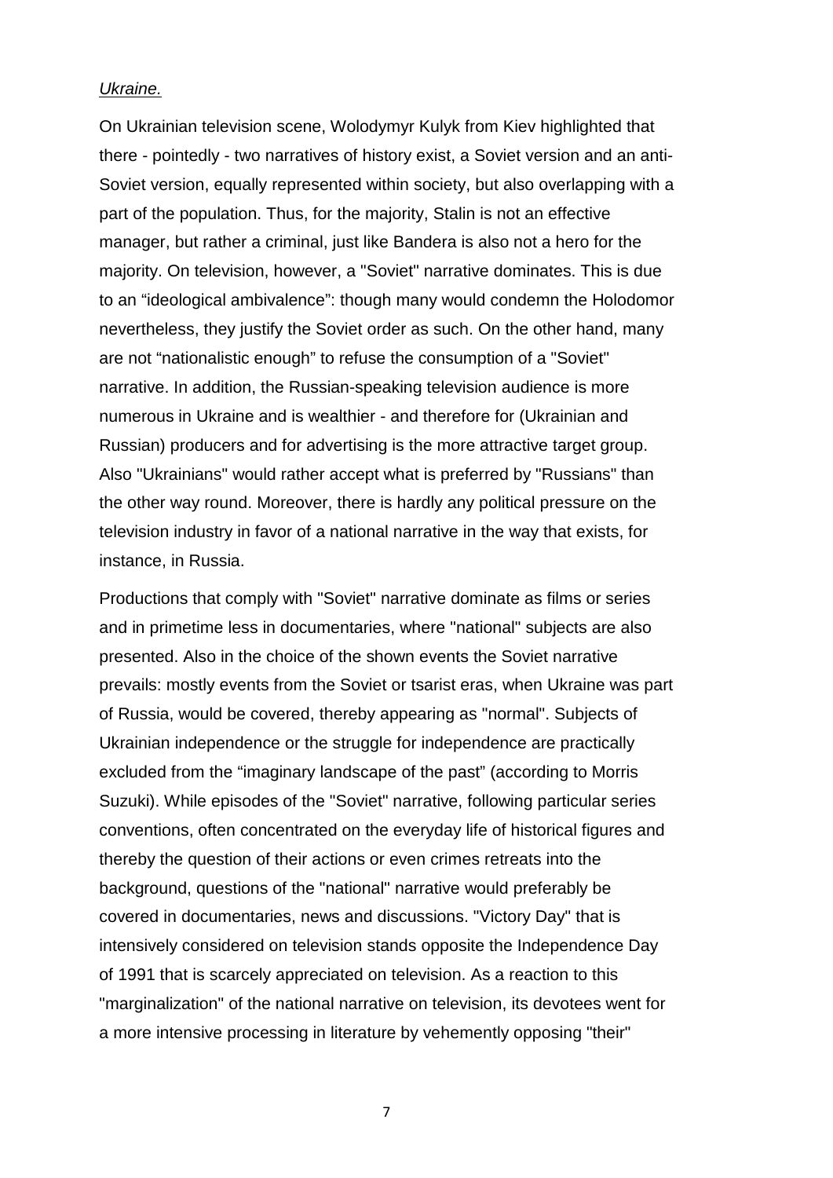*Ukraine.*

On Ukrainian television scene, Wolodymyr Kulyk from Kiev highlighted that there - pointedly - two narratives of history exist, a Soviet version and an anti-Soviet version, equally represented within society, but also overlapping with a part of the population. Thus, for the majority, Stalin is not an effective manager, but rather a criminal, just like Bandera is also not a hero for the majority. On television, however, a "Soviet" narrative dominates. This is due to an “ideological ambivalence”: though many would condemn the Holodomor nevertheless, they justify the Soviet order as such. On the other hand, many are not “nationalistic enough” to refuse the consumption of a "Soviet" narrative. In addition, the Russian-speaking television audience is more numerous in Ukraine and is wealthier - and therefore for (Ukrainian and Russian) producers and for advertising is the more attractive target group. Also "Ukrainians" would rather accept what is preferred by "Russians" than the other way round. Moreover, there is hardly any political pressure on the television industry in favor of a national narrative in the way that exists, for instance, in Russia.

Productions that comply with "Soviet" narrative dominate as films or series and in primetime less in documentaries, where "national" subjects are also presented. Also in the choice of the shown events the Soviet narrative prevails: mostly events from the Soviet or tsarist eras, when Ukraine was part of Russia, would be covered, thereby appearing as "normal". Subjects of Ukrainian independence or the struggle for independence are practically excluded from the “imaginary landscape of the past” (according to Morris Suzuki). While episodes of the "Soviet" narrative, following particular series conventions, often concentrated on the everyday life of historical figures and thereby the question of their actions or even crimes retreats into the background, questions of the "national" narrative would preferably be covered in documentaries, news and discussions. "Victory Day" that is intensively considered on television stands opposite the Independence Day of 1991 that is scarcely appreciated on television. As a reaction to this "marginalization" of the national narrative on television, its devotees went for a more intensive processing in literature by vehemently opposing "their"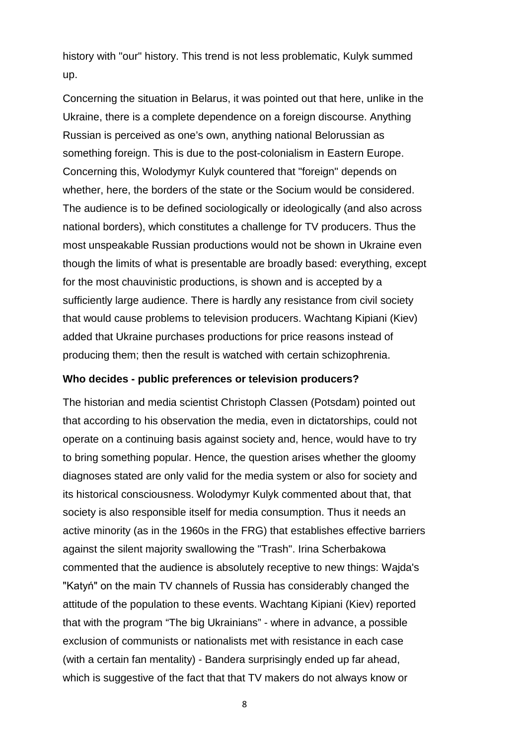history with "our" history. This trend is not less problematic, Kulyk summed up.

Concerning the situation in Belarus, it was pointed out that here, unlike in the Ukraine, there is a complete dependence on a foreign discourse. Anything Russian is perceived as one's own, anything national Belorussian as something foreign. This is due to the post-colonialism in Eastern Europe. Concerning this, Wolodymyr Kulyk countered that "foreign" depends on whether, here, the borders of the state or the Socium would be considered. The audience is to be defined sociologically or ideologically (and also across national borders), which constitutes a challenge for TV producers. Thus the most unspeakable Russian productions would not be shown in Ukraine even though the limits of what is presentable are broadly based: everything, except for the most chauvinistic productions, is shown and is accepted by a sufficiently large audience. There is hardly any resistance from civil society that would cause problems to television producers. Wachtang Kipiani (Kiev) added that Ukraine purchases productions for price reasons instead of producing them; then the result is watched with certain schizophrenia.

**Who decides - public preferences or television producers?**

The historian and media scientist Christoph Classen (Potsdam) pointed out that according to his observation the media, even in dictatorships, could not operate on a continuing basis against society and, hence, would have to try to bring something popular. Hence, the question arises whether the gloomy diagnoses stated are only valid for the media system or also for society and its historical consciousness. Wolodymyr Kulyk commented about that, that society is also responsible itself for media consumption. Thus it needs an active minority (as in the 1960s in the FRG) that establishes effective barriers against the silent majority swallowing the "Trash". Irina Scherbakowa commented that the audience is absolutely receptive to new things: Wajda's "Katyń" on the main TV channels of Russia has considerably changed the attitude of the population to these events. Wachtang Kipiani (Kiev) reported that with the program "The big Ukrainians" - where in advance, a possible exclusion of communists or nationalists met with resistance in each case (with a certain fan mentality) - Bandera surprisingly ended up far ahead, which is suggestive of the fact that that TV makers do not always know or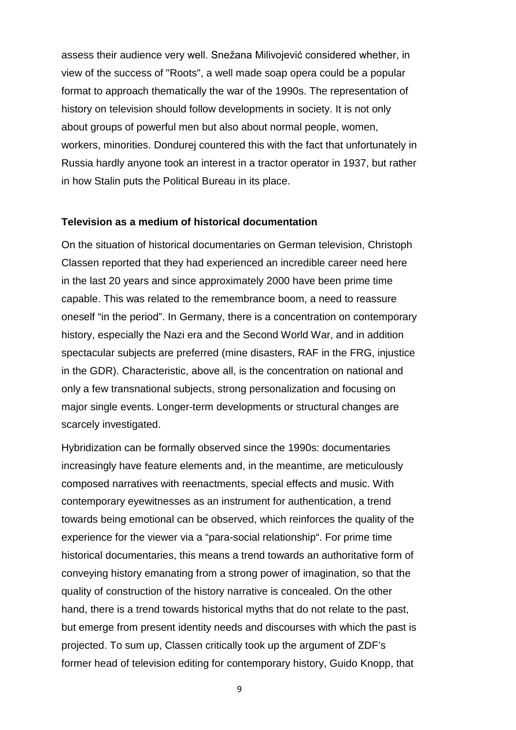assess their audience very well. Snežana Milivojević considered whether, in view of the success of "Roots", a well made soap opera could be a popular format to approach thematically the war of the 1990s. The representation of history on television should follow developments in society. It is not only about groups of powerful men but also about normal people, women, workers, minorities. Dondurej countered this with the fact that unfortunately in Russia hardly anyone took an interest in a tractor operator in 1937, but rather in how Stalin puts the Political Bureau in its place.

**Television as a medium of historical documentation**

On the situation of historical documentaries on German television, Christoph Classen reported that they had experienced an incredible career need here in the last 20 years and since approximately 2000 have been prime time capable. This was related to the remembrance boom, a need to reassure oneself "in the period". In Germany, there is a concentration on contemporary history, especially the Nazi era and the Second World War, and in addition spectacular subjects are preferred (mine disasters, RAF in the FRG, injustice in the GDR). Characteristic, above all, is the concentration on national and only a few transnational subjects, strong personalization and focusing on major single events. Longer-term developments or structural changes are scarcely investigated.

Hybridization can be formally observed since the 1990s: documentaries increasingly have feature elements and, in the meantime, are meticulously composed narratives with reenactments, special effects and music. With contemporary eyewitnesses as an instrument for authentication, a trend towards being emotional can be observed, which reinforces the quality of the experience for the viewer via a "para-social relationship". For prime time historical documentaries, this means a trend towards an authoritative form of conveying history emanating from a strong power of imagination, so that the quality of construction of the history narrative is concealed. On the other hand, there is a trend towards historical myths that do not relate to the past, but emerge from present identity needs and discourses with which the past is projected. To sum up, Classen critically took up the argument of ZDF's former head of television editing for contemporary history, Guido Knopp, that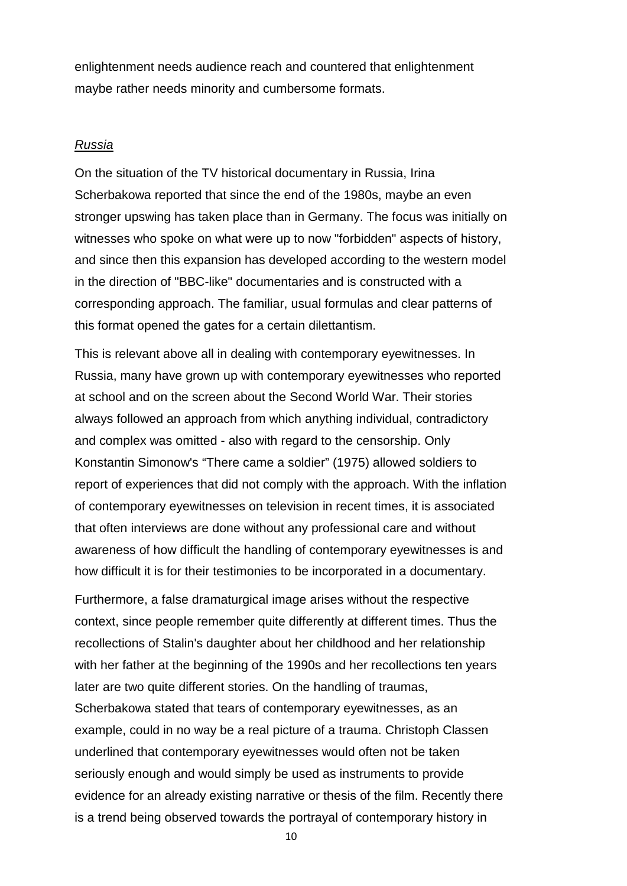enlightenment needs audience reach and countered that enlightenment maybe rather needs minority and cumbersome formats.

*Russia*

On the situation of the TV historical documentary in Russia, Irina Scherbakowa reported that since the end of the 1980s, maybe an even stronger upswing has taken place than in Germany. The focus was initially on witnesses who spoke on what were up to now "forbidden" aspects of history, and since then this expansion has developed according to the western model in the direction of "BBC-like" documentaries and is constructed with a corresponding approach. The familiar, usual formulas and clear patterns of this format opened the gates for a certain dilettantism.

This is relevant above all in dealing with contemporary eyewitnesses. In Russia, many have grown up with contemporary eyewitnesses who reported at school and on the screen about the Second World War. Their stories always followed an approach from which anything individual, contradictory and complex was omitted - also with regard to the censorship. Only Konstantin Simonow's "There came a soldier" (1975) allowed soldiers to report of experiences that did not comply with the approach. With the inflation of contemporary eyewitnesses on television in recent times, it is associated that often interviews are done without any professional care and without awareness of how difficult the handling of contemporary eyewitnesses is and how difficult it is for their testimonies to be incorporated in a documentary.

Furthermore, a false dramaturgical image arises without the respective context, since people remember quite differently at different times. Thus the recollections of Stalin's daughter about her childhood and her relationship with her father at the beginning of the 1990s and her recollections ten years later are two quite different stories. On the handling of traumas, Scherbakowa stated that tears of contemporary eyewitnesses, as an example, could in no way be a real picture of a trauma. Christoph Classen underlined that contemporary eyewitnesses would often not be taken seriously enough and would simply be used as instruments to provide evidence for an already existing narrative or thesis of the film. Recently there is a trend being observed towards the portrayal of contemporary history in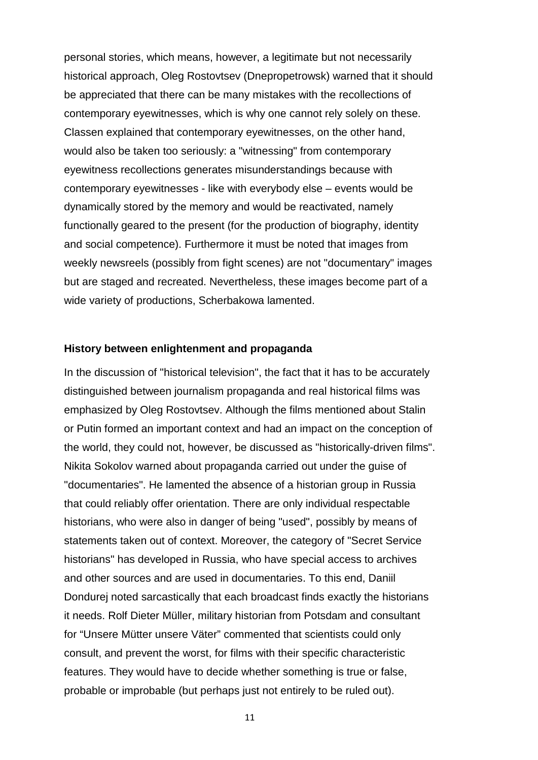personal stories, which means, however, a legitimate but not necessarily historical approach, Oleg Rostovtsev (Dnepropetrowsk) warned that it should be appreciated that there can be many mistakes with the recollections of contemporary eyewitnesses, which is why one cannot rely solely on these. Classen explained that contemporary eyewitnesses, on the other hand, would also be taken too seriously: a "witnessing" from contemporary eyewitness recollections generates misunderstandings because with contemporary eyewitnesses - like with everybody else – events would be dynamically stored by the memory and would be reactivated, namely functionally geared to the present (for the production of biography, identity and social competence). Furthermore it must be noted that images from weekly newsreels (possibly from fight scenes) are not "documentary" images but are staged and recreated. Nevertheless, these images become part of a wide variety of productions, Scherbakowa lamented.

**History between enlightenment and propaganda**

In the discussion of "historical television", the fact that it has to be accurately distinguished between journalism propaganda and real historical films was emphasized by Oleg Rostovtsev. Although the films mentioned about Stalin or Putin formed an important context and had an impact on the conception of the world, they could not, however, be discussed as "historically-driven films". Nikita Sokolov warned about propaganda carried out under the guise of "documentaries". He lamented the absence of a historian group in Russia that could reliably offer orientation. There are only individual respectable historians, who were also in danger of being "used", possibly by means of statements taken out of context. Moreover, the category of "Secret Service historians" has developed in Russia, who have special access to archives and other sources and are used in documentaries. To this end, Daniil Dondurej noted sarcastically that each broadcast finds exactly the historians it needs. Rolf Dieter Müller, military historian from Potsdam and consultant for "Unsere Mütter unsere Väter" commented that scientists could only consult, and prevent the worst, for films with their specific characteristic features. They would have to decide whether something is true or false, probable or improbable (but perhaps just not entirely to be ruled out).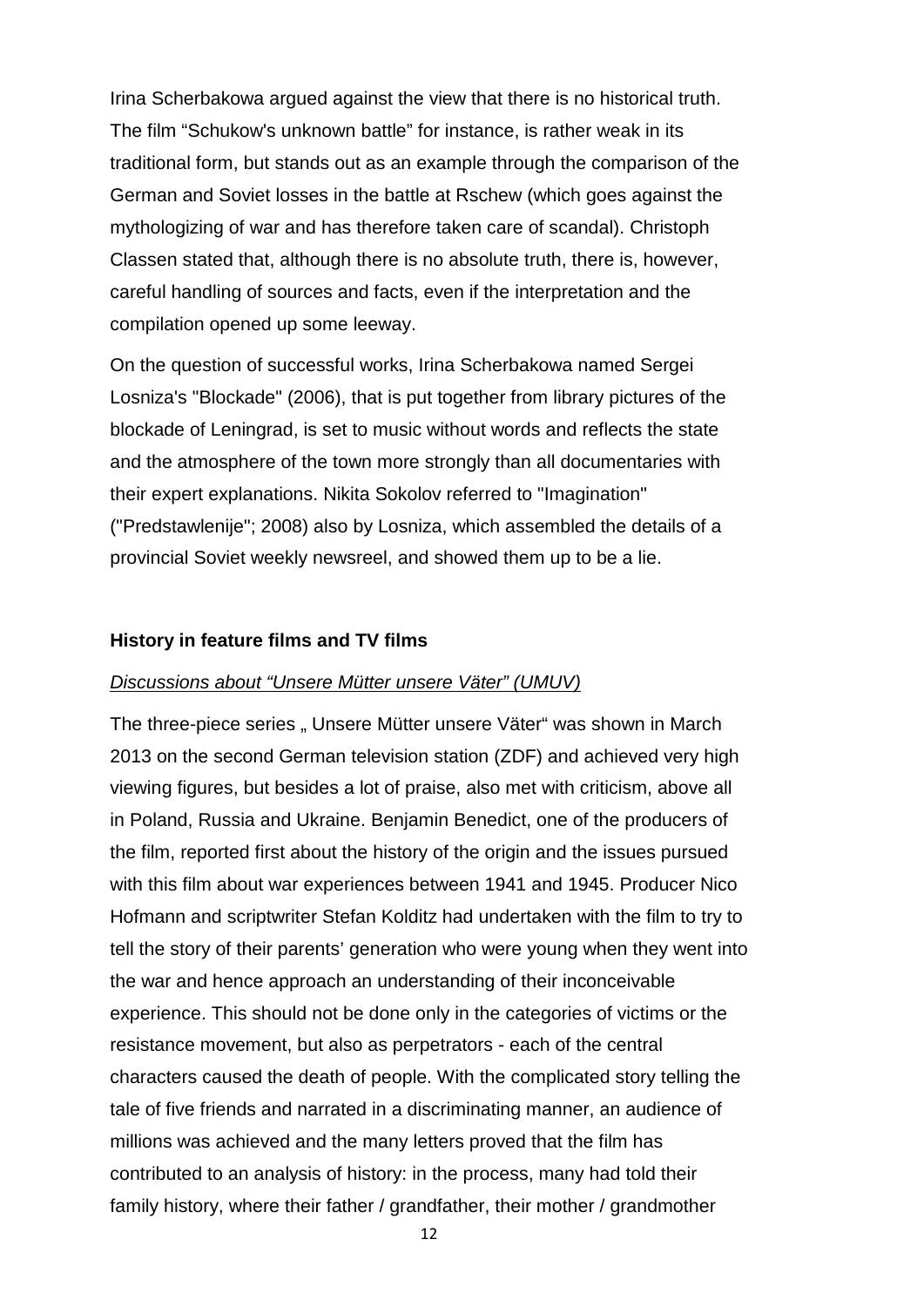Irina Scherbakowa argued against the view that there is no historical truth. The film “Schukow's unknown battle” for instance, is rather weak in its traditional form, but stands out as an example through the comparison of the German and Soviet losses in the battle at Rschew (which goes against the mythologizing of war and has therefore taken care of scandal). Christoph Classen stated that, although there is no absolute truth, there is, however, careful handling of sources and facts, even if the interpretation and the compilation opened up some leeway.

On the question of successful works, Irina Scherbakowa named Sergei Losniza's "Blockade" (2006), that is put together from library pictures of the blockade of Leningrad, is set to music without words and reflects the state and the atmosphere of the town more strongly than all documentaries with their expert explanations. Nikita Sokolov referred to "Imagination" ("Predstawlenije"; 2008) also by Losniza, which assembled the details of a provincial Soviet weekly newsreel, and showed them up to be a lie.

### History in feature films and TV films

*Discussions about “Unsere Mütter unsere Väter” (UMUV)*

The three-piece series „ Unsere Mütter unsere Väter“ was shown in March 2013 on the second German television station (ZDF) and achieved very high viewing figures, but besides a lot of praise, also met with criticism, above all in Poland, Russia and Ukraine. Benjamin Benedict, one of the producers of the film, reported first about the history of the origin and the issues pursued with this film about war experiences between 1941 and 1945. Producer Nico Hofmann and scriptwriter Stefan Kolditz had undertaken with the film to try to tell the story of their parents’ generation who were young when they went into the war and hence approach an understanding of their inconceivable experience. This should not be done only in the categories of victims or the resistance movement, but also as perpetrators - each of the central characters caused the death of people. With the complicated story telling the tale of five friends and narrated in a discriminating manner, an audience of millions was achieved and the many letters proved that the film has contributed to an analysis of history: in the process, many had told their family history, where their father / grandfather, their mother / grandmother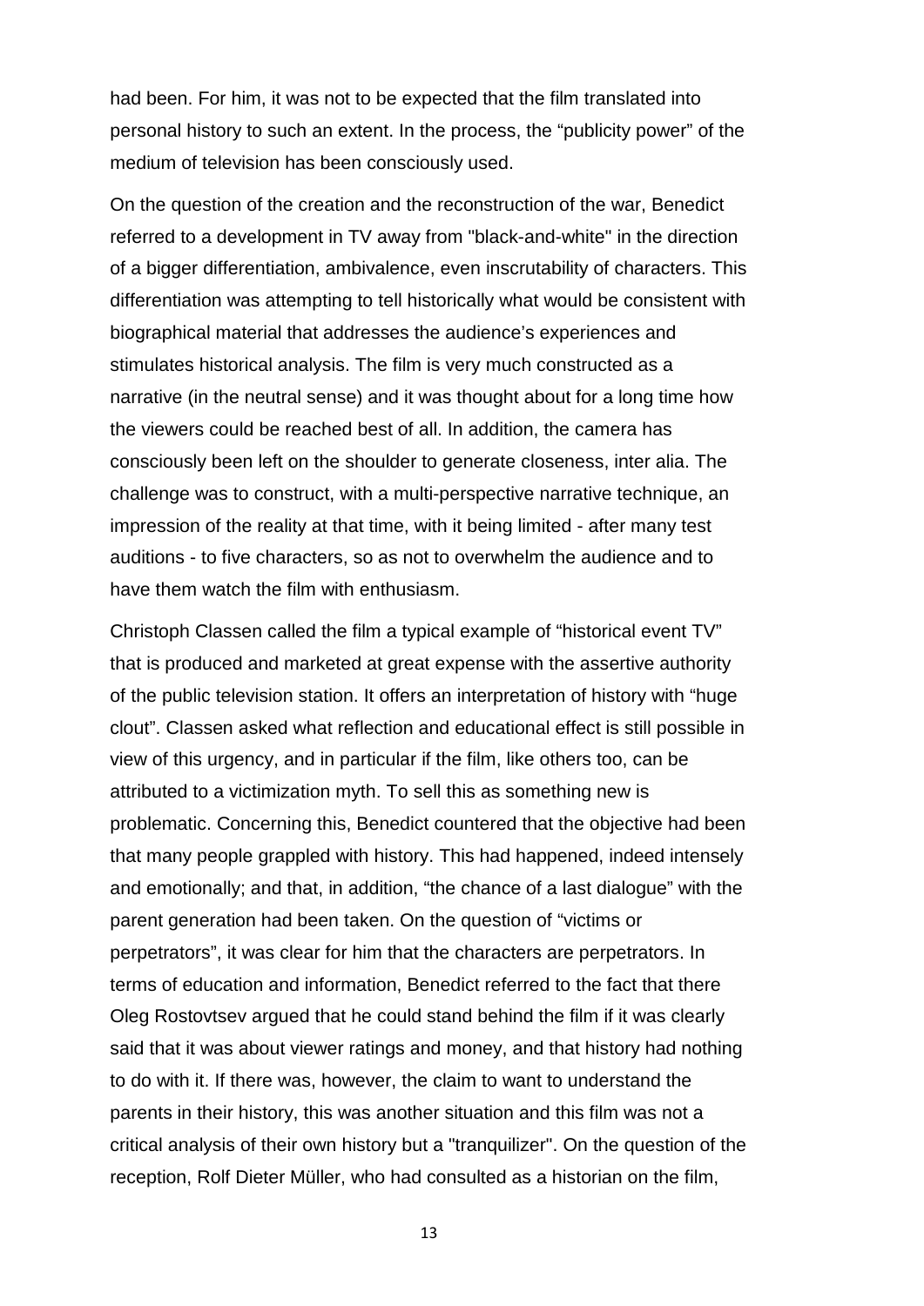had been. For him, it was not to be expected that the film translated into personal history to such an extent. In the process, the “publicity power” of the medium of television has been consciously used.

On the question of the creation and the reconstruction of the war, Benedict referred to a development in TV away from "black-and-white" in the direction of a bigger differentiation, ambivalence, even inscrutability of characters. This differentiation was attempting to tell historically what would be consistent with biographical material that addresses the audience’s experiences and stimulates historical analysis. The film is very much constructed as a narrative (in the neutral sense) and it was thought about for a long time how the viewers could be reached best of all. In addition, the camera has consciously been left on the shoulder to generate closeness, inter alia. The challenge was to construct, with a multi-perspective narrative technique, an impression of the reality at that time, with it being limited - after many test auditions - to five characters, so as not to overwhelm the audience and to have them watch the film with enthusiasm.

Christoph Classen called the film a typical example of “historical event TV” that is produced and marketed at great expense with the assertive authority of the public television station. It offers an interpretation of history with “huge clout”. Classen asked what reflection and educational effect is still possible in view of this urgency, and in particular if the film, like others too, can be attributed to a victimization myth. To sell this as something new is problematic. Concerning this, Benedict countered that the objective had been that many people grappled with history. This had happened, indeed intensely and emotionally; and that, in addition, “the chance of a last dialogue” with the parent generation had been taken. On the question of “victims or perpetrators”, it was clear for him that the characters are perpetrators. In terms of education and information, Benedict referred to the fact that there Oleg Rostovtsev argued that he could stand behind the film if it was clearly said that it was about viewer ratings and money, and that history had nothing to do with it. If there was, however, the claim to want to understand the parents in their history, this was another situation and this film was not a critical analysis of their own history but a "tranquilizer". On the question of the reception, Rolf Dieter Müller, who had consulted as a historian on the film,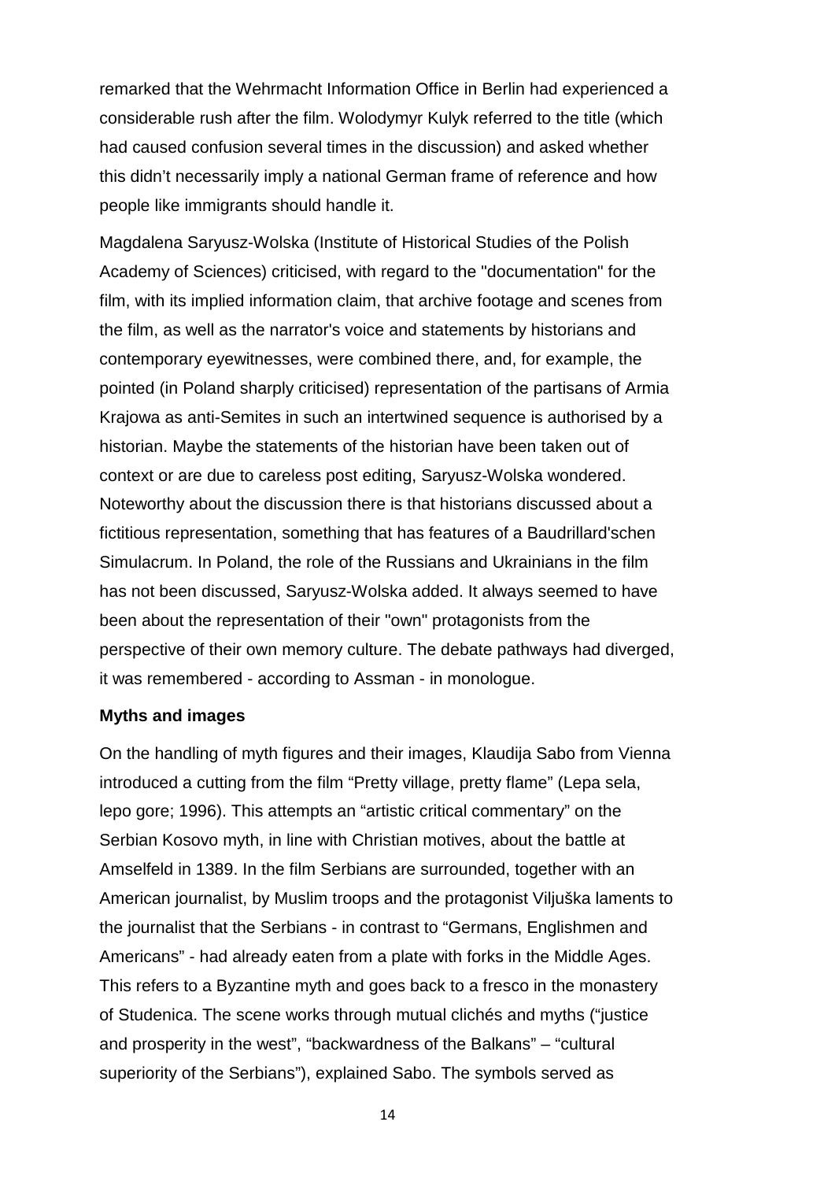remarked that the Wehrmacht Information Office in Berlin had experienced a considerable rush after the film. Wolodymyr Kulyk referred to the title (which had caused confusion several times in the discussion) and asked whether this didn't necessarily imply a national German frame of reference and how people like immigrants should handle it.

Magdalena Saryusz-Wolska (Institute of Historical Studies of the Polish Academy of Sciences) criticised, with regard to the "documentation" for the film, with its implied information claim, that archive footage and scenes from the film, as well as the narrator's voice and statements by historians and contemporary eyewitnesses, were combined there, and, for example, the pointed (in Poland sharply criticised) representation of the partisans of Armia Krajowa as anti-Semites in such an intertwined sequence is authorised by a historian. Maybe the statements of the historian have been taken out of context or are due to careless post editing, Saryusz-Wolska wondered. Noteworthy about the discussion there is that historians discussed about a fictitious representation, something that has features of a Baudrillard'schen Simulacrum. In Poland, the role of the Russians and Ukrainians in the film has not been discussed, Saryusz-Wolska added. It always seemed to have been about the representation of their "own" protagonists from the perspective of their own memory culture. The debate pathways had diverged, it was remembered - according to Assman - in monologue.

**Myths and images**

On the handling of myth figures and their images, Klaudija Sabo from Vienna introduced a cutting from the film “Pretty village, pretty flame” (Lepa sela, lepo gore; 1996). This attempts an “artistic critical commentary” on the Serbian Kosovo myth, in line with Christian motives, about the battle at Amselfeld in 1389. In the film Serbians are surrounded, together with an American journalist, by Muslim troops and the protagonist Viljuška laments to the journalist that the Serbians - in contrast to “Germans, Englishmen and Americans” - had already eaten from a plate with forks in the Middle Ages. This refers to a Byzantine myth and goes back to a fresco in the monastery of Studenica. The scene works through mutual clichés and myths (“justice and prosperity in the west”, “backwardness of the Balkans” – “cultural superiority of the Serbians”), explained Sabo. The symbols served as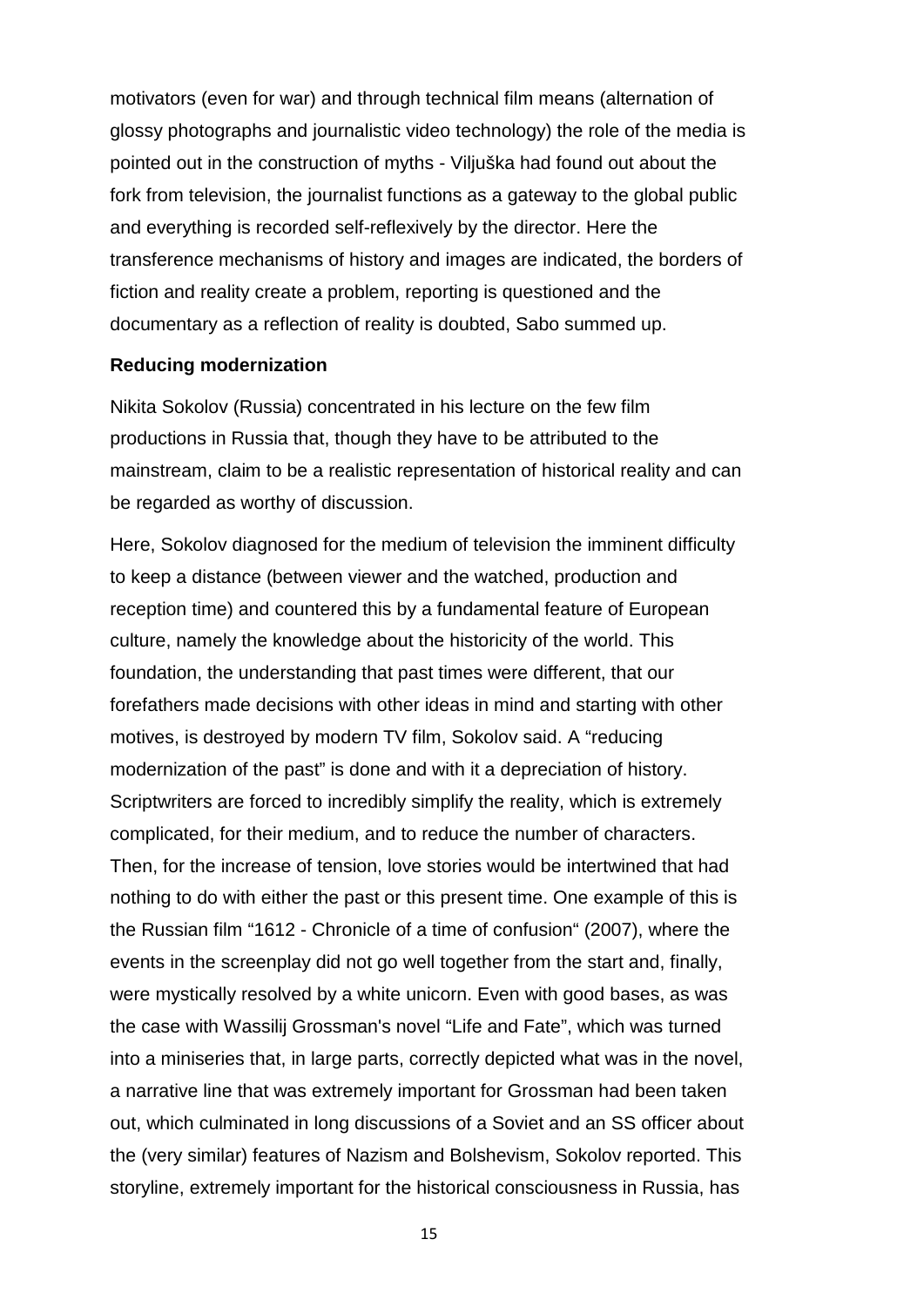motivators (even for war) and through technical film means (alternation of glossy photographs and journalistic video technology) the role of the media is pointed out in the construction of myths - Viljuška had found out about the fork from television, the journalist functions as a gateway to the global public and everything is recorded self-reflexively by the director. Here the transference mechanisms of history and images are indicated, the borders of fiction and reality create a problem, reporting is questioned and the documentary as a reflection of reality is doubted, Sabo summed up.

**Reducing modernization**

Nikita Sokolov (Russia) concentrated in his lecture on the few film productions in Russia that, though they have to be attributed to the mainstream, claim to be a realistic representation of historical reality and can be regarded as worthy of discussion.

Here, Sokolov diagnosed for the medium of television the imminent difficulty to keep a distance (between viewer and the watched, production and reception time) and countered this by a fundamental feature of European culture, namely the knowledge about the historicity of the world. This foundation, the understanding that past times were different, that our forefathers made decisions with other ideas in mind and starting with other motives, is destroyed by modern TV film, Sokolov said. A "reducing modernization of the past" is done and with it a depreciation of history. Scriptwriters are forced to incredibly simplify the reality, which is extremely complicated, for their medium, and to reduce the number of characters. Then, for the increase of tension, love stories would be intertwined that had nothing to do with either the past or this present time. One example of this is the Russian film "1612 - Chronicle of a time of confusion" (2007), where the events in the screenplay did not go well together from the start and, finally, were mystically resolved by a white unicorn. Even with good bases, as was the case with Wassilij Grossman's novel "Life and Fate", which was turned into a miniseries that, in large parts, correctly depicted what was in the novel, a narrative line that was extremely important for Grossman had been taken out, which culminated in long discussions of a Soviet and an SS officer about the (very similar) features of Nazism and Bolshevism, Sokolov reported. This storyline, extremely important for the historical consciousness in Russia, has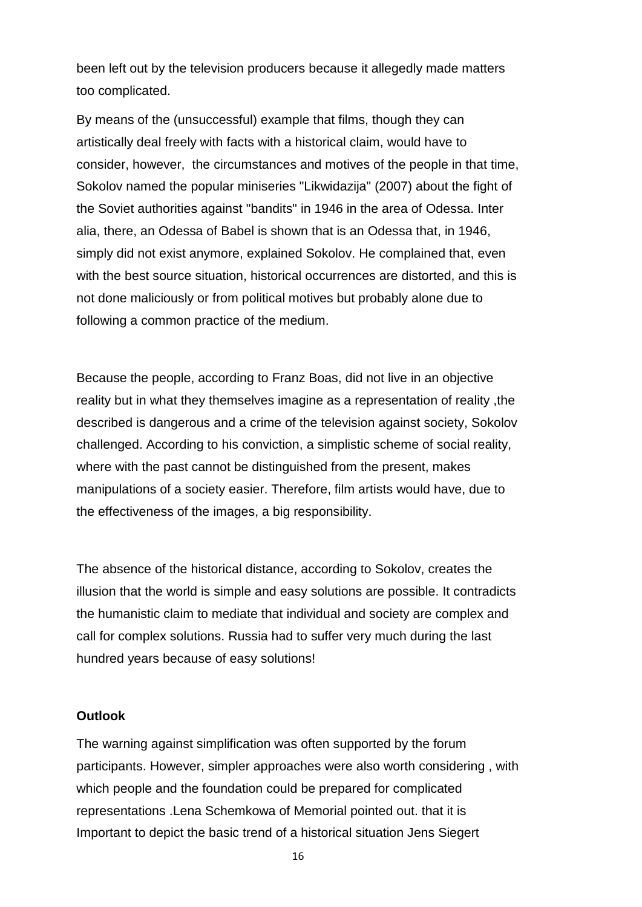been left out by the television producers because it allegedly made matters too complicated.

By means of the (unsuccessful) example that films, though they can artistically deal freely with facts with a historical claim, would have to consider, however,  the circumstances and motives of the people in that time, Sokolov named the popular miniseries "Likwidazija" (2007) about the fight of the Soviet authorities against "bandits" in 1946 in the area of Odessa. Inter alia, there, an Odessa of Babel is shown that is an Odessa that, in 1946, simply did not exist anymore, explained Sokolov. He complained that, even with the best source situation, historical occurrences are distorted, and this is not done maliciously or from political motives but probably alone due to following a common practice of the medium.

Because the people, according to Franz Boas, did not live in an objective reality but in what they themselves imagine as a representation of reality ,the described is dangerous and a crime of the television against society, Sokolov challenged. According to his conviction, a simplistic scheme of social reality, where with the past cannot be distinguished from the present, makes manipulations of a society easier. Therefore, film artists would have, due to the effectiveness of the images, a big responsibility.

The absence of the historical distance, according to Sokolov, creates the illusion that the world is simple and easy solutions are possible. It contradicts the humanistic claim to mediate that individual and society are complex and call for complex solutions. Russia had to suffer very much during the last hundred years because of easy solutions!

**Outlook**

The warning against simplification was often supported by the forum participants. However, simpler approaches were also worth considering , with which people and the foundation could be prepared for complicated representations .Lena Schemkowa of Memorial pointed out. that it is Important to depict the basic trend of a historical situation Jens Siegert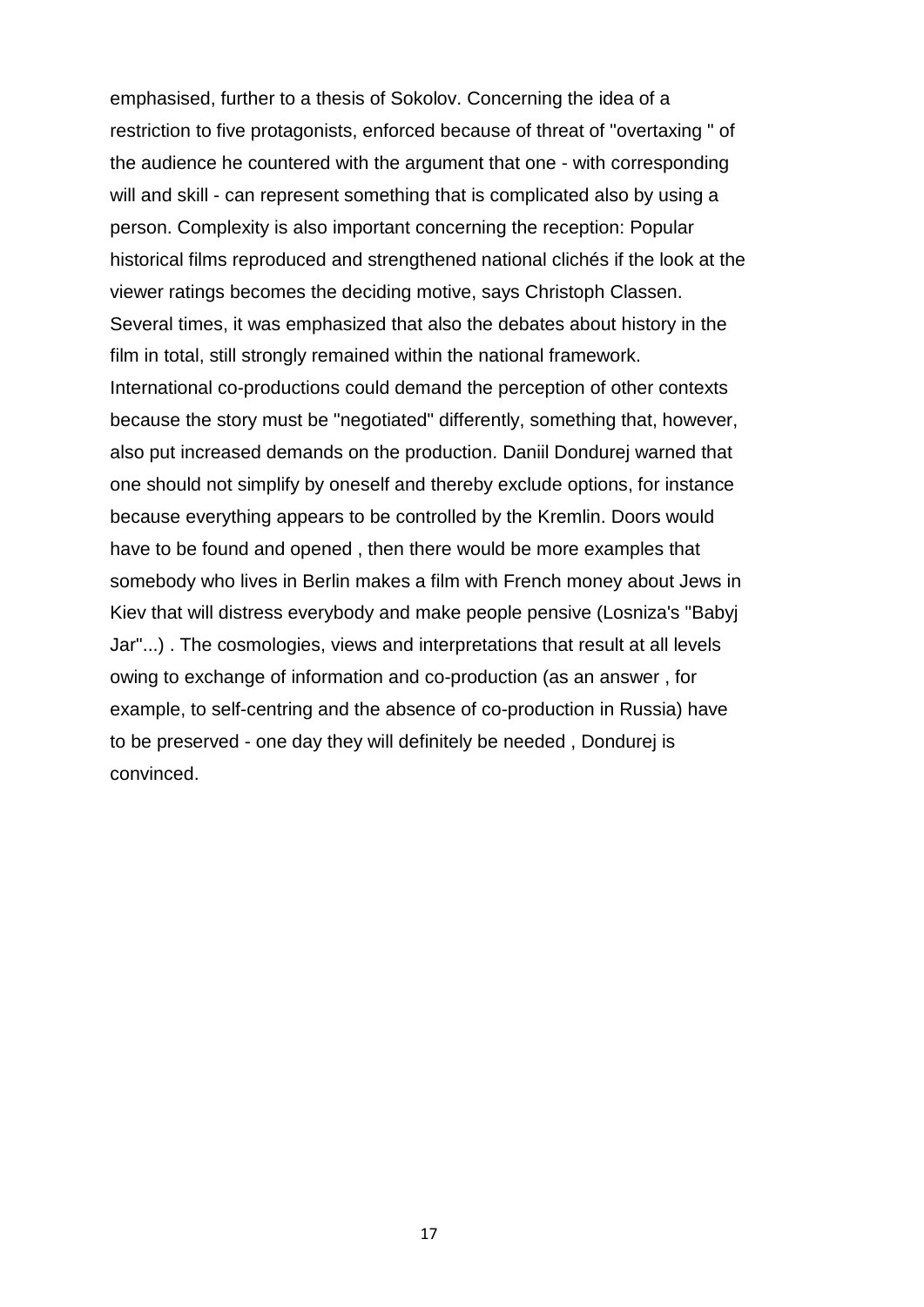emphasised, further to a thesis of Sokolov. Concerning the idea of a restriction to five protagonists, enforced because of threat of "overtaxing " of the audience he countered with the argument that one - with corresponding will and skill - can represent something that is complicated also by using a person. Complexity is also important concerning the reception: Popular historical films reproduced and strengthened national clichés if the look at the viewer ratings becomes the deciding motive, says Christoph Classen. Several times, it was emphasized that also the debates about history in the film in total, still strongly remained within the national framework. International co-productions could demand the perception of other contexts because the story must be "negotiated" differently, something that, however, also put increased demands on the production. Daniil Dondurej warned that one should not simplify by oneself and thereby exclude options, for instance because everything appears to be controlled by the Kremlin. Doors would have to be found and opened , then there would be more examples that somebody who lives in Berlin makes a film with French money about Jews in Kiev that will distress everybody and make people pensive (Losniza's "Babyj Jar"...) . The cosmologies, views and interpretations that result at all levels owing to exchange of information and co-production (as an answer , for example, to self-centring and the absence of co-production in Russia) have to be preserved - one day they will definitely be needed , Dondurej is convinced.